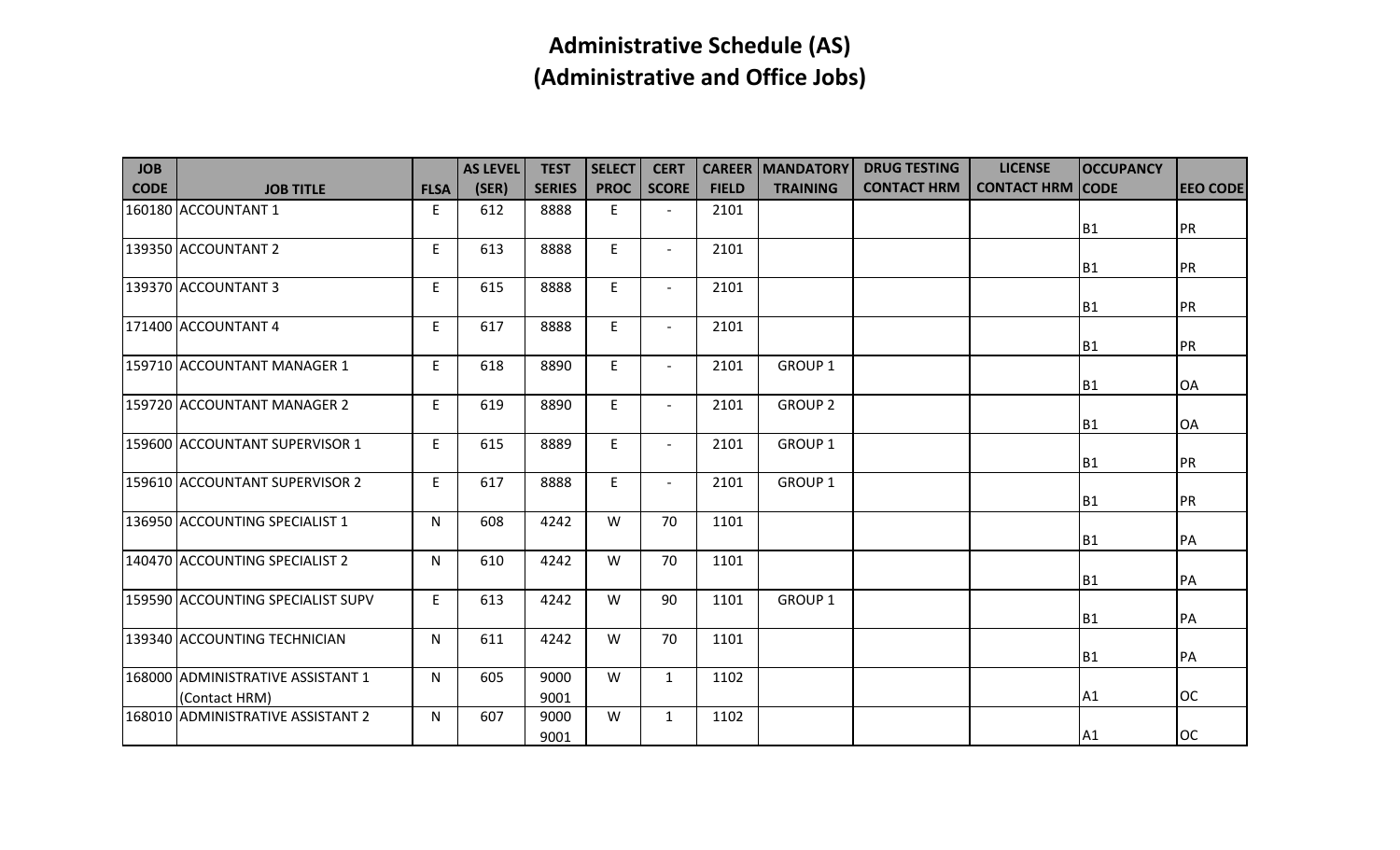# Administrative Schedule (AS)
## (Administrative and Office Jobs)

| JOB CODE | JOB TITLE | FLSA | AS LEVEL (SER) | TEST SERIES | SELECT PROC | CERT SCORE | CAREER FIELD | MANDATORY TRAINING | DRUG TESTING CONTACT HRM | LICENSE CONTACT HRM | OCCUPANCY CODE | EEO CODE |
|---|---|---|---|---|---|---|---|---|---|---|---|---|
| 160180 | ACCOUNTANT 1 | E | 612 | 8888 | E | - | 2101 | | | | B1 | PR |
| 139350 | ACCOUNTANT 2 | E | 613 | 8888 | E | - | 2101 | | | | B1 | PR |
| 139370 | ACCOUNTANT 3 | E | 615 | 8888 | E | - | 2101 | | | | B1 | PR |
| 171400 | ACCOUNTANT 4 | E | 617 | 8888 | E | - | 2101 | | | | B1 | PR |
| 159710 | ACCOUNTANT MANAGER 1 | E | 618 | 8890 | E | - | 2101 | GROUP 1 | | | B1 | OA |
| 159720 | ACCOUNTANT MANAGER 2 | E | 619 | 8890 | E | - | 2101 | GROUP 2 | | | B1 | OA |
| 159600 | ACCOUNTANT SUPERVISOR 1 | E | 615 | 8889 | E | - | 2101 | GROUP 1 | | | B1 | PR |
| 159610 | ACCOUNTANT SUPERVISOR 2 | E | 617 | 8888 | E | - | 2101 | GROUP 1 | | | B1 | PR |
| 136950 | ACCOUNTING SPECIALIST 1 | N | 608 | 4242 | W | 70 | 1101 | | | | B1 | PA |
| 140470 | ACCOUNTING SPECIALIST 2 | N | 610 | 4242 | W | 70 | 1101 | | | | B1 | PA |
| 159590 | ACCOUNTING SPECIALIST SUPV | E | 613 | 4242 | W | 90 | 1101 | GROUP 1 | | | B1 | PA |
| 139340 | ACCOUNTING TECHNICIAN | N | 611 | 4242 | W | 70 | 1101 | | | | B1 | PA |
| 168000 | ADMINISTRATIVE ASSISTANT 1 (Contact HRM) | N | 605 | 9000 9001 | W | 1 | 1102 | | | | A1 | OC |
| 168010 | ADMINISTRATIVE ASSISTANT 2 | N | 607 | 9000 9001 | W | 1 | 1102 | | | | A1 | OC |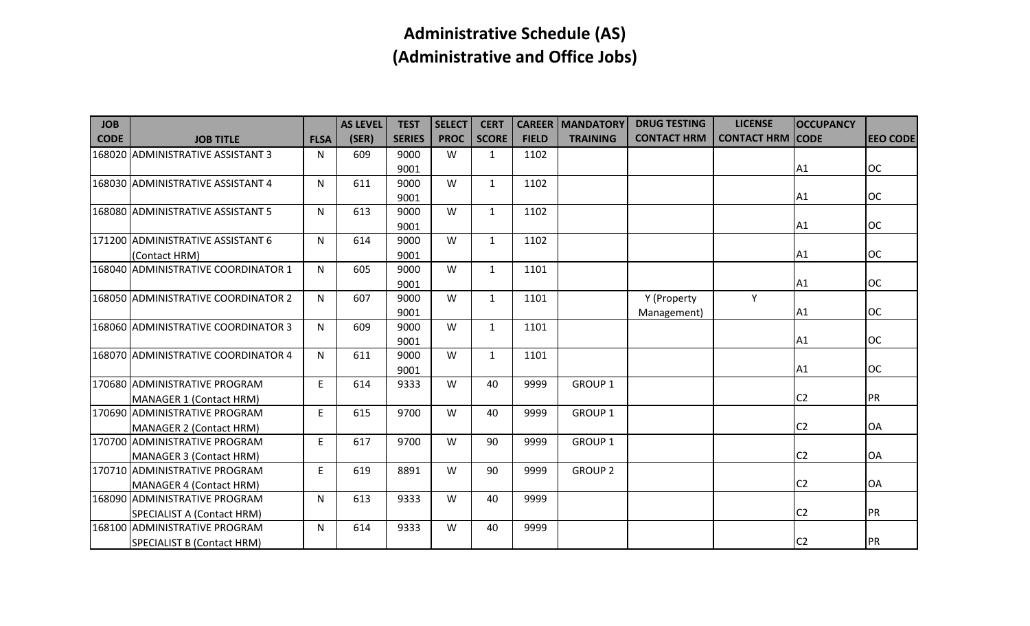# Administrative Schedule (AS)
# (Administrative and Office Jobs)

| JOB CODE | JOB TITLE | FLSA | AS LEVEL (SER) | TEST SERIES | SELECT PROC | CERT SCORE | CAREER FIELD | MANDATORY TRAINING | DRUG TESTING CONTACT HRM | LICENSE CONTACT HRM | OCCUPANCY CODE | EEO CODE |
|---|---|---|---|---|---|---|---|---|---|---|---|---|
| 168020 | ADMINISTRATIVE ASSISTANT 3 | N | 609 | 9000 9001 | W | 1 | 1102 | | | | A1 | OC |
| 168030 | ADMINISTRATIVE ASSISTANT 4 | N | 611 | 9000 9001 | W | 1 | 1102 | | | | A1 | OC |
| 168080 | ADMINISTRATIVE ASSISTANT 5 | N | 613 | 9000 9001 | W | 1 | 1102 | | | | A1 | OC |
| 171200 | ADMINISTRATIVE ASSISTANT 6 (Contact HRM) | N | 614 | 9000 9001 | W | 1 | 1102 | | | | A1 | OC |
| 168040 | ADMINISTRATIVE COORDINATOR 1 | N | 605 | 9000 9001 | W | 1 | 1101 | | | | A1 | OC |
| 168050 | ADMINISTRATIVE COORDINATOR 2 | N | 607 | 9000 9001 | W | 1 | 1101 | | Y (Property Management) | Y | A1 | OC |
| 168060 | ADMINISTRATIVE COORDINATOR 3 | N | 609 | 9000 9001 | W | 1 | 1101 | | | | A1 | OC |
| 168070 | ADMINISTRATIVE COORDINATOR 4 | N | 611 | 9000 9001 | W | 1 | 1101 | | | | A1 | OC |
| 170680 | ADMINISTRATIVE PROGRAM MANAGER 1 (Contact HRM) | E | 614 | 9333 | W | 40 | 9999 | GROUP 1 | | | C2 | PR |
| 170690 | ADMINISTRATIVE PROGRAM MANAGER 2 (Contact HRM) | E | 615 | 9700 | W | 40 | 9999 | GROUP 1 | | | C2 | OA |
| 170700 | ADMINISTRATIVE PROGRAM MANAGER 3 (Contact HRM) | E | 617 | 9700 | W | 90 | 9999 | GROUP 1 | | | C2 | OA |
| 170710 | ADMINISTRATIVE PROGRAM MANAGER 4 (Contact HRM) | E | 619 | 8891 | W | 90 | 9999 | GROUP 2 | | | C2 | OA |
| 168090 | ADMINISTRATIVE PROGRAM SPECIALIST A (Contact HRM) | N | 613 | 9333 | W | 40 | 9999 | | | | C2 | PR |
| 168100 | ADMINISTRATIVE PROGRAM SPECIALIST B (Contact HRM) | N | 614 | 9333 | W | 40 | 9999 | | | | C2 | PR |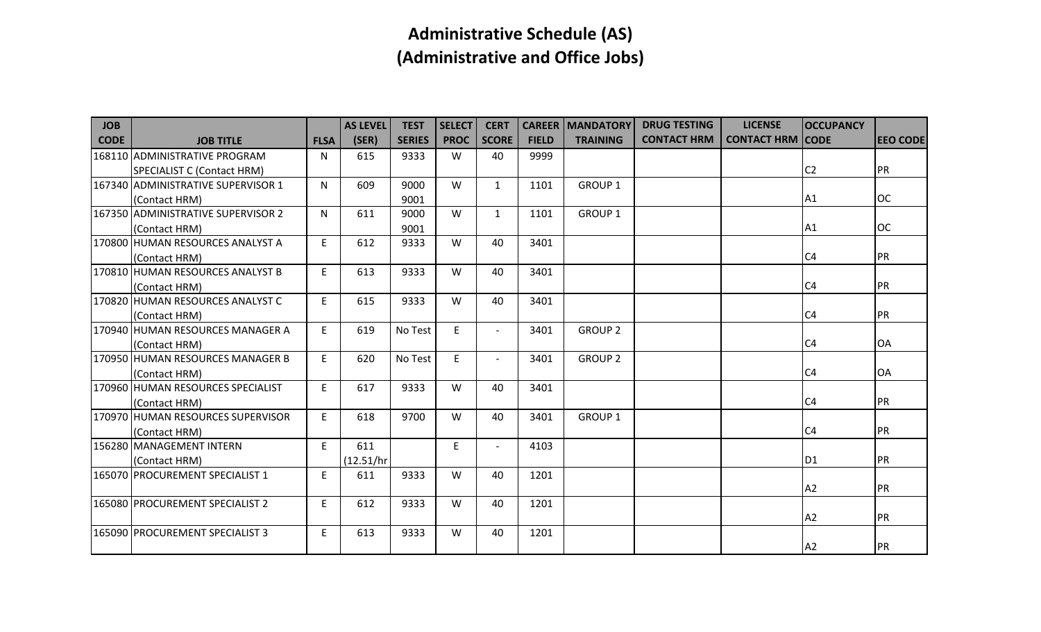# Administrative Schedule (AS)
# (Administrative and Office Jobs)

| JOB CODE | JOB TITLE | FLSA | AS LEVEL (SER) | TEST SERIES | SELECT PROC | CERT SCORE | CAREER FIELD | MANDATORY TRAINING | DRUG TESTING CONTACT HRM | LICENSE CONTACT HRM | OCCUPANCY CODE | EEO CODE |
|---|---|---|---|---|---|---|---|---|---|---|---|---|
| 168110 | ADMINISTRATIVE PROGRAM SPECIALIST C (Contact HRM) | N | 615 | 9333 | W | 40 | 9999 | | | | C2 | PR |
| 167340 | ADMINISTRATIVE SUPERVISOR 1 (Contact HRM) | N | 609 | 9000 9001 | W | 1 | 1101 | GROUP 1 | | | A1 | OC |
| 167350 | ADMINISTRATIVE SUPERVISOR 2 (Contact HRM) | N | 611 | 9000 9001 | W | 1 | 1101 | GROUP 1 | | | A1 | OC |
| 170800 | HUMAN RESOURCES ANALYST A (Contact HRM) | E | 612 | 9333 | W | 40 | 3401 | | | | C4 | PR |
| 170810 | HUMAN RESOURCES ANALYST B (Contact HRM) | E | 613 | 9333 | W | 40 | 3401 | | | | C4 | PR |
| 170820 | HUMAN RESOURCES ANALYST C (Contact HRM) | E | 615 | 9333 | W | 40 | 3401 | | | | C4 | PR |
| 170940 | HUMAN RESOURCES MANAGER A (Contact HRM) | E | 619 | No Test | E | - | 3401 | GROUP 2 | | | C4 | OA |
| 170950 | HUMAN RESOURCES MANAGER B (Contact HRM) | E | 620 | No Test | E | - | 3401 | GROUP 2 | | | C4 | OA |
| 170960 | HUMAN RESOURCES SPECIALIST (Contact HRM) | E | 617 | 9333 | W | 40 | 3401 | | | | C4 | PR |
| 170970 | HUMAN RESOURCES SUPERVISOR (Contact HRM) | E | 618 | 9700 | W | 40 | 3401 | GROUP 1 | | | C4 | PR |
| 156280 | MANAGEMENT INTERN (Contact HRM) | E | 611 (12.51/hr | | E | - | 4103 | | | | D1 | PR |
| 165070 | PROCUREMENT SPECIALIST 1 | E | 611 | 9333 | W | 40 | 1201 | | | | A2 | PR |
| 165080 | PROCUREMENT SPECIALIST 2 | E | 612 | 9333 | W | 40 | 1201 | | | | A2 | PR |
| 165090 | PROCUREMENT SPECIALIST 3 | E | 613 | 9333 | W | 40 | 1201 | | | | A2 | PR |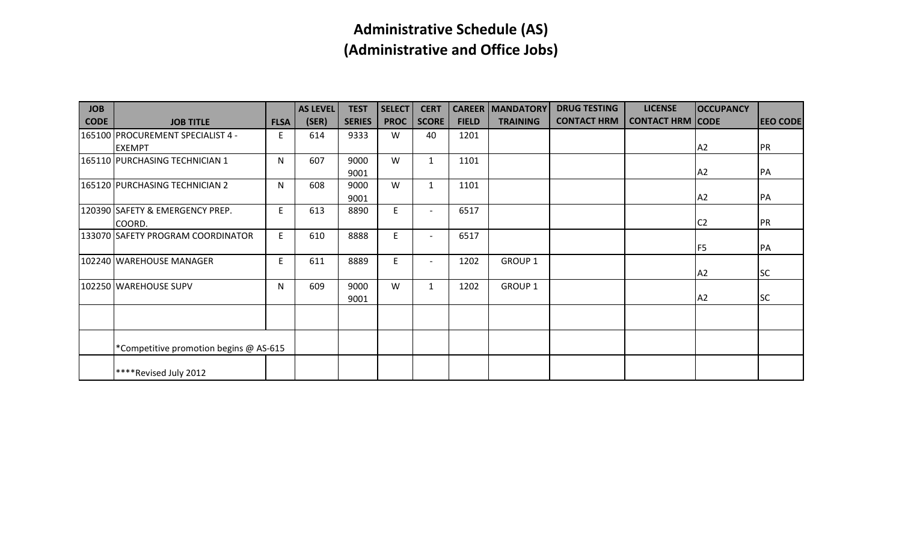# Administrative Schedule (AS)
# (Administrative and Office Jobs)

| JOB CODE | JOB TITLE | FLSA | AS LEVEL (SER) | TEST SERIES | SELECT PROC | CERT SCORE | CAREER FIELD | MANDATORY TRAINING | DRUG TESTING CONTACT HRM | LICENSE CONTACT HRM | OCCUPANCY CODE | EEO CODE |
|---|---|---|---|---|---|---|---|---|---|---|---|---|
| 165100 | PROCUREMENT SPECIALIST 4 - EXEMPT | E | 614 | 9333 | W | 40 | 1201 | | | | A2 | PR |
| 165110 | PURCHASING TECHNICIAN 1 | N | 607 | 9000 9001 | W | 1 | 1101 | | | | A2 | PA |
| 165120 | PURCHASING TECHNICIAN 2 | N | 608 | 9000 9001 | W | 1 | 1101 | | | | A2 | PA |
| 120390 | SAFETY & EMERGENCY PREP. COORD. | E | 613 | 8890 | E | - | 6517 | | | | C2 | PR |
| 133070 | SAFETY PROGRAM COORDINATOR | E | 610 | 8888 | E | - | 6517 | | | | F5 | PA |
| 102240 | WAREHOUSE MANAGER | E | 611 | 8889 | E | - | 1202 | GROUP 1 | | | A2 | SC |
| 102250 | WAREHOUSE SUPV | N | 609 | 9000 9001 | W | 1 | 1202 | GROUP 1 | | | A2 | SC |
| | | | | | | | | | | | | |
| | *Competitive promotion begins @ AS-615 | | | | | | | | | | | |
| | ****Revised July 2012 | | | | | | | | | | | |